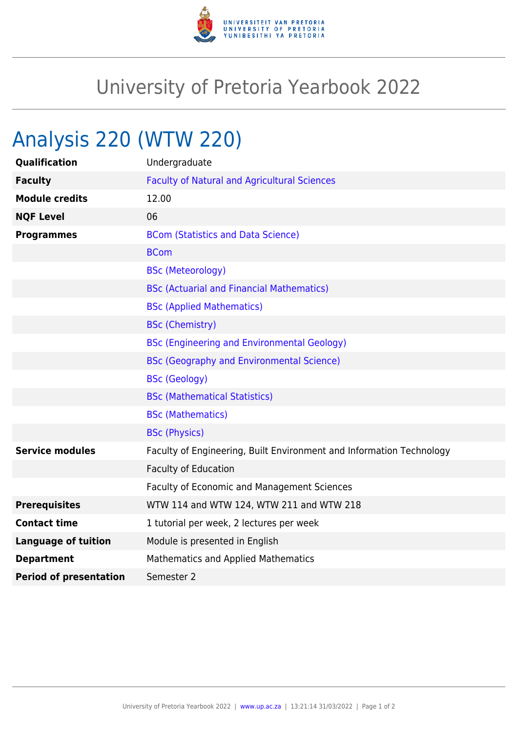# University of Pretoria Yearbook 2022

## Analysis 220 (WTW 220)

| | |
|---|---|
| **Qualification** | Undergraduate |
| **Faculty** | Faculty of Natural and Agricultural Sciences |
| **Module credits** | 12.00 |
| **NQF Level** | 06 |
| **Programmes** | BCom (Statistics and Data Science) |
| | BCom |
| | BSc (Meteorology) |
| | BSc (Actuarial and Financial Mathematics) |
| | BSc (Applied Mathematics) |
| | BSc (Chemistry) |
| | BSc (Engineering and Environmental Geology) |
| | BSc (Geography and Environmental Science) |
| | BSc (Geology) |
| | BSc (Mathematical Statistics) |
| | BSc (Mathematics) |
| | BSc (Physics) |
| **Service modules** | Faculty of Engineering, Built Environment and Information Technology |
| | Faculty of Education |
| | Faculty of Economic and Management Sciences |
| **Prerequisites** | WTW 114 and WTW 124, WTW 211 and WTW 218 |
| **Contact time** | 1 tutorial per week, 2 lectures per week |
| **Language of tuition** | Module is presented in English |
| **Department** | Mathematics and Applied Mathematics |
| **Period of presentation** | Semester 2 |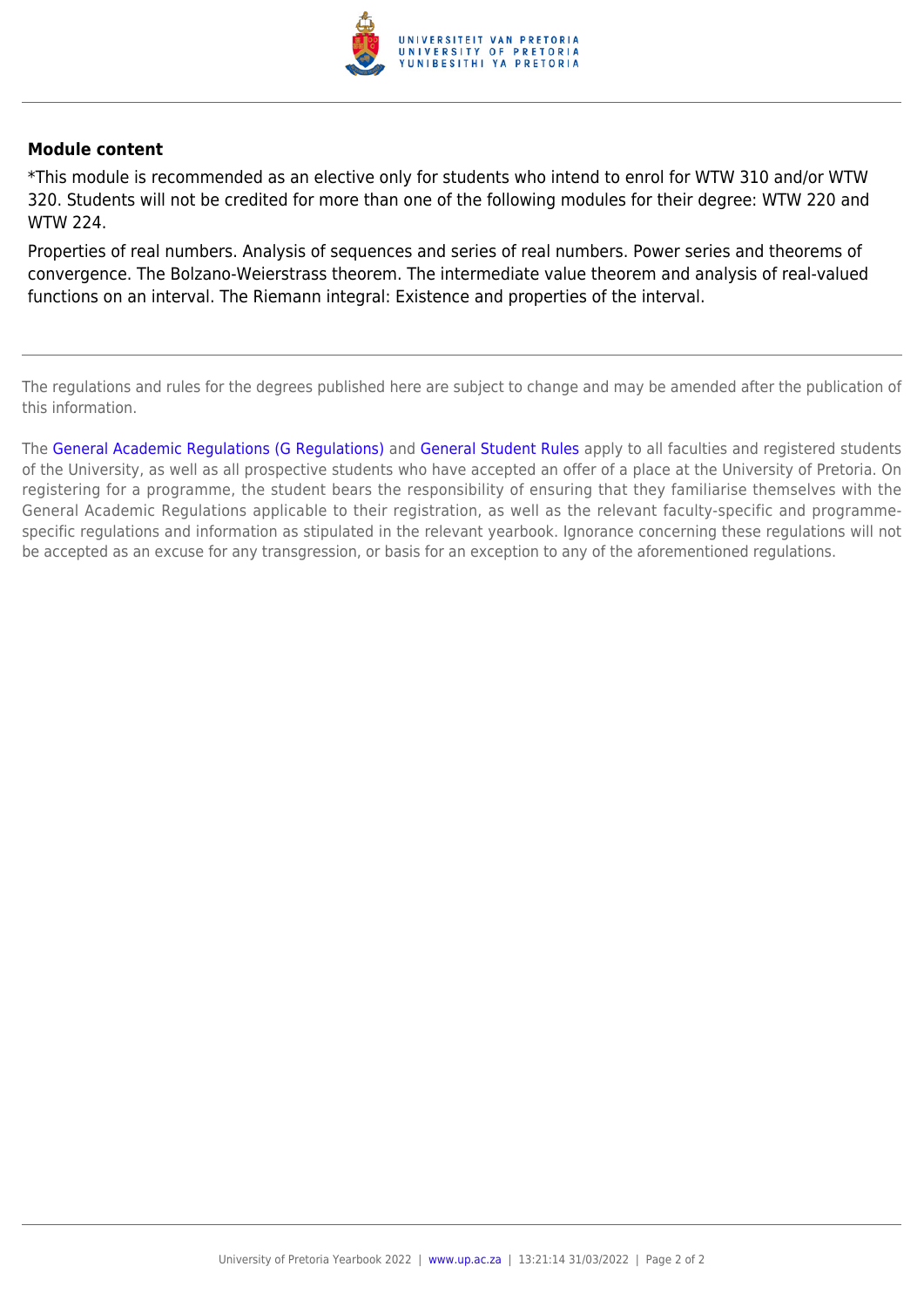### Module content

*This module is recommended as an elective only for students who intend to enrol for WTW 310 and/or WTW 320. Students will not be credited for more than one of the following modules for their degree: WTW 220 and WTW 224.

Properties of real numbers. Analysis of sequences and series of real numbers. Power series and theorems of convergence. The Bolzano-Weierstrass theorem. The intermediate value theorem and analysis of real-valued functions on an interval. The Riemann integral: Existence and properties of the interval.

---

The regulations and rules for the degrees published here are subject to change and may be amended after the publication of this information.

The General Academic Regulations (G Regulations) and General Student Rules apply to all faculties and registered students of the University, as well as all prospective students who have accepted an offer of a place at the University of Pretoria. On registering for a programme, the student bears the responsibility of ensuring that they familiarise themselves with the General Academic Regulations applicable to their registration, as well as the relevant faculty-specific and programme-specific regulations and information as stipulated in the relevant yearbook. Ignorance concerning these regulations will not be accepted as an excuse for any transgression, or basis for an exception to any of the aforementioned regulations.